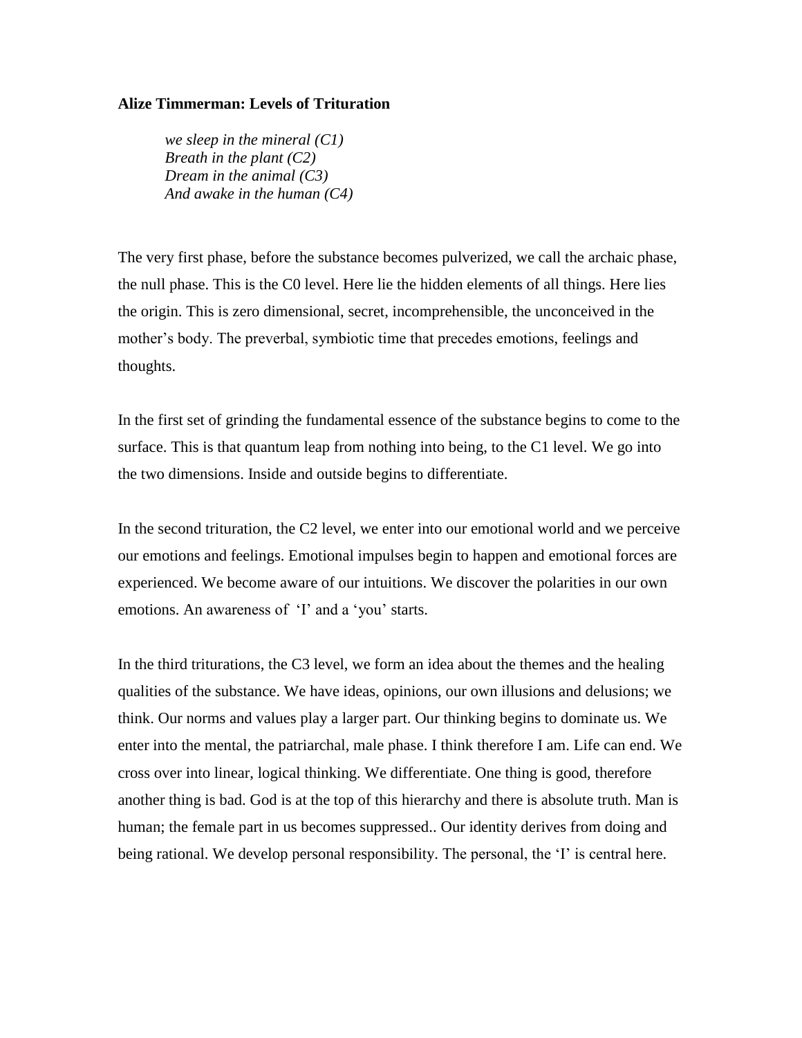**Alize Timmerman: Levels of Trituration**

*we sleep in the mineral (C1)*
*Breath in the plant (C2)*
*Dream in the animal (C3)*
*And awake in the human (C4)*

The very first phase, before the substance becomes pulverized, we call the archaic phase, the null phase. This is the C0 level. Here lie the hidden elements of all things. Here lies the origin. This is zero dimensional, secret, incomprehensible, the unconceived in the mother's body. The preverbal, symbiotic time that precedes emotions, feelings and thoughts.

In the first set of grinding the fundamental essence of the substance begins to come to the surface. This is that quantum leap from nothing into being, to the C1 level. We go into the two dimensions. Inside and outside begins to differentiate.

In the second trituration, the C2 level, we enter into our emotional world and we perceive our emotions and feelings. Emotional impulses begin to happen and emotional forces are experienced. We become aware of our intuitions. We discover the polarities in our own emotions. An awareness of 'I' and a 'you' starts.

In the third triturations, the C3 level, we form an idea about the themes and the healing qualities of the substance. We have ideas, opinions, our own illusions and delusions; we think. Our norms and values play a larger part. Our thinking begins to dominate us. We enter into the mental, the patriarchal, male phase. I think therefore I am. Life can end. We cross over into linear, logical thinking. We differentiate. One thing is good, therefore another thing is bad. God is at the top of this hierarchy and there is absolute truth. Man is human; the female part in us becomes suppressed.. Our identity derives from doing and being rational. We develop personal responsibility. The personal, the 'I' is central here.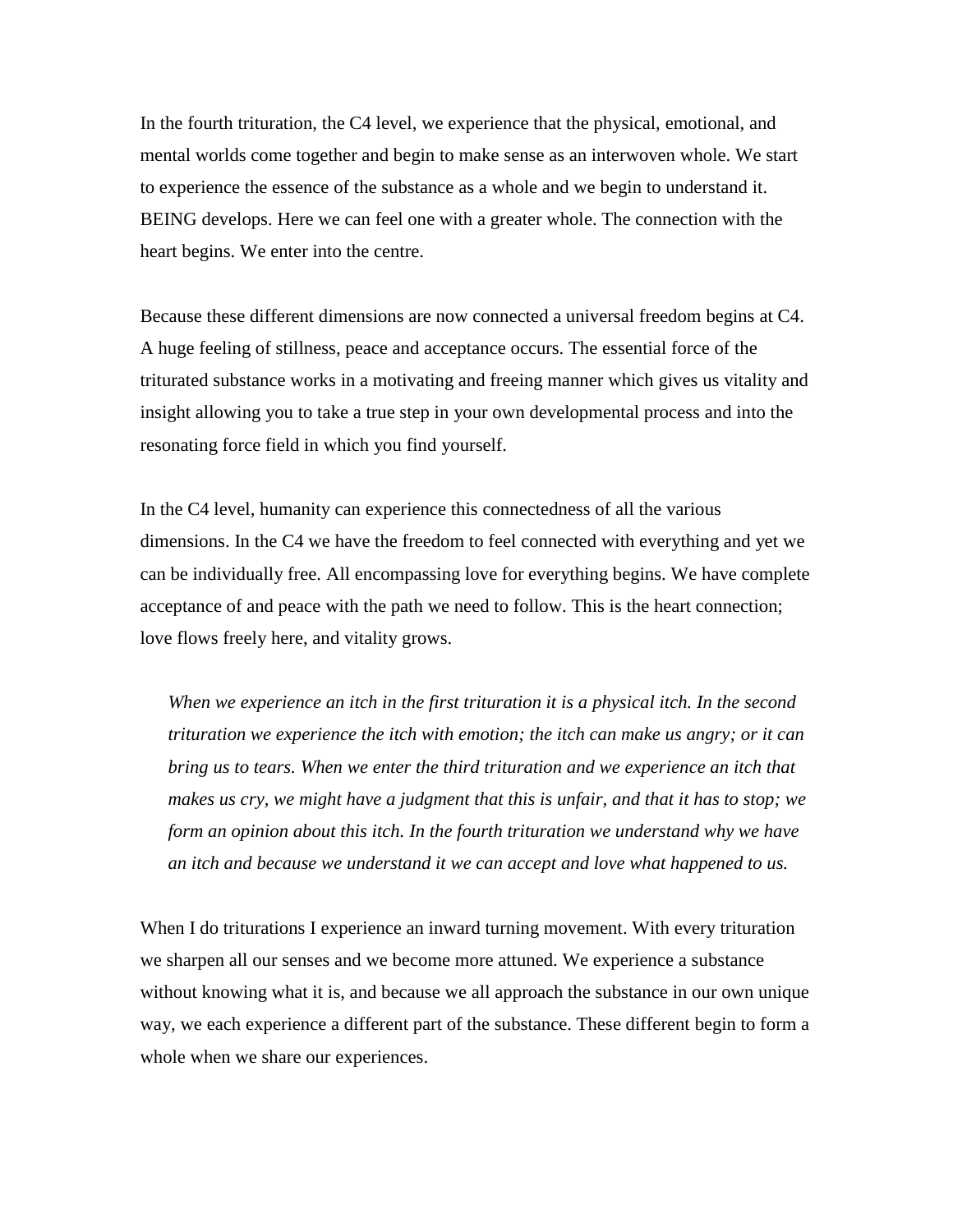In the fourth trituration, the C4 level, we experience that the physical, emotional, and mental worlds come together and begin to make sense as an interwoven whole. We start to experience the essence of the substance as a whole and we begin to understand it. BEING develops. Here we can feel one with a greater whole. The connection with the heart begins. We enter into the centre.

Because these different dimensions are now connected a universal freedom begins at C4. A huge feeling of stillness, peace and acceptance occurs. The essential force of the triturated substance works in a motivating and freeing manner which gives us vitality and insight allowing you to take a true step in your own developmental process and into the resonating force field in which you find yourself.

In the C4 level, humanity can experience this connectedness of all the various dimensions. In the C4 we have the freedom to feel connected with everything and yet we can be individually free. All encompassing love for everything begins. We have complete acceptance of and peace with the path we need to follow. This is the heart connection; love flows freely here, and vitality grows.

> *When we experience an itch in the first trituration it is a physical itch. In the second trituration we experience the itch with emotion; the itch can make us angry; or it can bring us to tears. When we enter the third trituration and we experience an itch that makes us cry, we might have a judgment that this is unfair, and that it has to stop; we form an opinion about this itch. In the fourth trituration we understand why we have an itch and because we understand it we can accept and love what happened to us.*

When I do triturations I experience an inward turning movement. With every trituration we sharpen all our senses and we become more attuned. We experience a substance without knowing what it is, and because we all approach the substance in our own unique way, we each experience a different part of the substance. These different begin to form a whole when we share our experiences.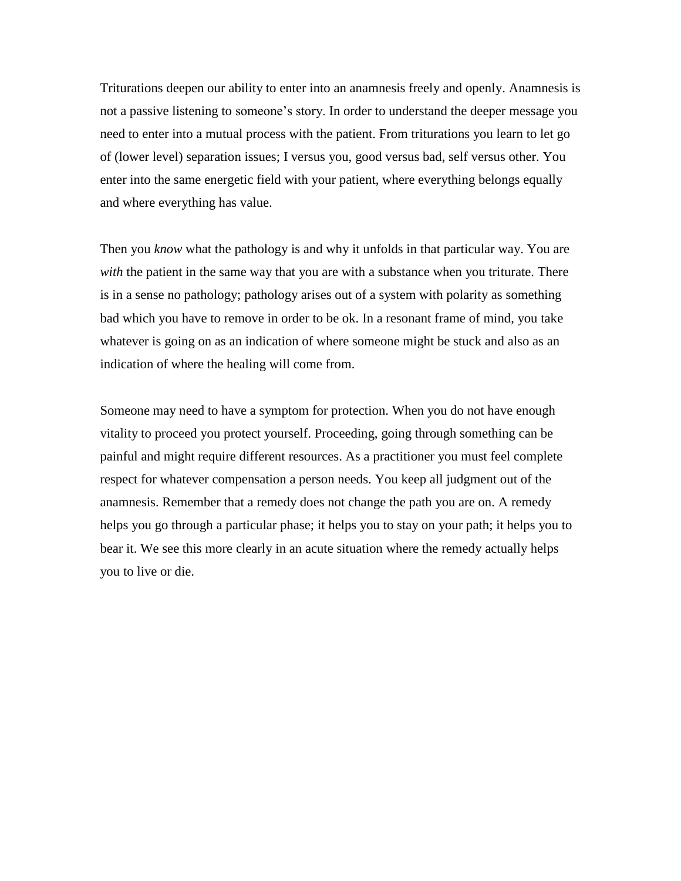Triturations deepen our ability to enter into an anamnesis freely and openly. Anamnesis is not a passive listening to someone's story. In order to understand the deeper message you need to enter into a mutual process with the patient. From triturations you learn to let go of (lower level) separation issues; I versus you, good versus bad, self versus other. You enter into the same energetic field with your patient, where everything belongs equally and where everything has value.

Then you *know* what the pathology is and why it unfolds in that particular way. You are *with* the patient in the same way that you are with a substance when you triturate. There is in a sense no pathology; pathology arises out of a system with polarity as something bad which you have to remove in order to be ok. In a resonant frame of mind, you take whatever is going on as an indication of where someone might be stuck and also as an indication of where the healing will come from.

Someone may need to have a symptom for protection. When you do not have enough vitality to proceed you protect yourself. Proceeding, going through something can be painful and might require different resources. As a practitioner you must feel complete respect for whatever compensation a person needs. You keep all judgment out of the anamnesis. Remember that a remedy does not change the path you are on. A remedy helps you go through a particular phase; it helps you to stay on your path; it helps you to bear it. We see this more clearly in an acute situation where the remedy actually helps you to live or die.